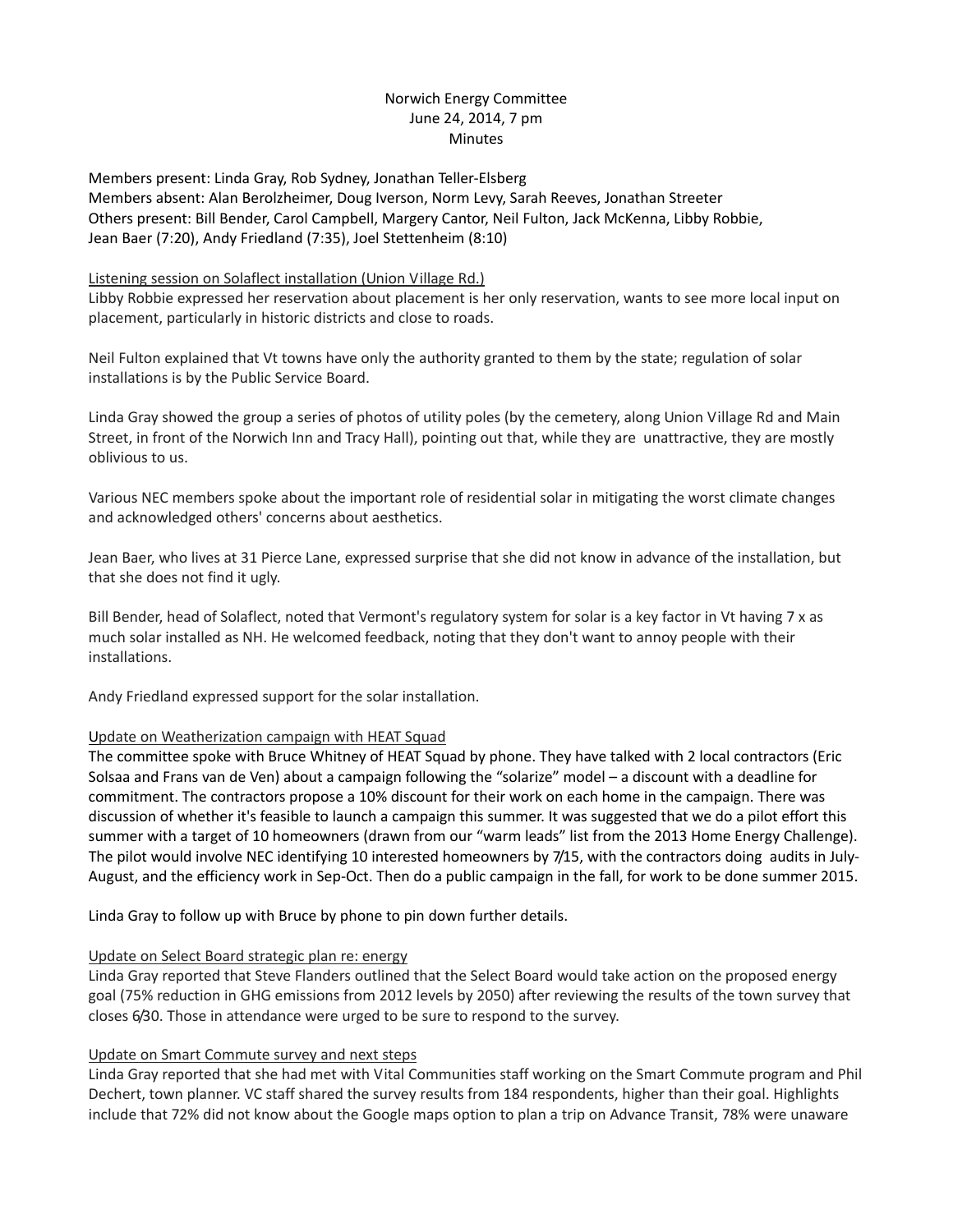# Norwich Energy Committee
June 24, 2014, 7 pm
Minutes

Members present: Linda Gray, Rob Sydney, Jonathan Teller-Elsberg
Members absent: Alan Berolzheimer, Doug Iverson, Norm Levy, Sarah Reeves, Jonathan Streeter
Others present: Bill Bender, Carol Campbell, Margery Cantor, Neil Fulton, Jack McKenna, Libby Robbie, Jean Baer (7:20), Andy Friedland (7:35), Joel Stettenheim (8:10)

## Listening session on Solaflect installation (Union Village Rd.)

Libby Robbie expressed her reservation about placement is her only reservation, wants to see more local input on placement, particularly in historic districts and close to roads.

Neil Fulton explained that Vt towns have only the authority granted to them by the state; regulation of solar installations is by the Public Service Board.

Linda Gray showed the group a series of photos of utility poles (by the cemetery, along Union Village Rd and Main Street, in front of the Norwich Inn and Tracy Hall), pointing out that, while they are unattractive, they are mostly oblivious to us.

Various NEC members spoke about the important role of residential solar in mitigating the worst climate changes and acknowledged others' concerns about aesthetics.

Jean Baer, who lives at 31 Pierce Lane, expressed surprise that she did not know in advance of the installation, but that she does not find it ugly.

Bill Bender, head of Solaflect, noted that Vermont's regulatory system for solar is a key factor in Vt having 7 x as much solar installed as NH. He welcomed feedback, noting that they don't want to annoy people with their installations.

Andy Friedland expressed support for the solar installation.

## Update on Weatherization campaign with HEAT Squad

The committee spoke with Bruce Whitney of HEAT Squad by phone. They have talked with 2 local contractors (Eric Solsaa and Frans van de Ven) about a campaign following the "solarize" model – a discount with a deadline for commitment. The contractors propose a 10% discount for their work on each home in the campaign. There was discussion of whether it's feasible to launch a campaign this summer. It was suggested that we do a pilot effort this summer with a target of 10 homeowners (drawn from our "warm leads" list from the 2013 Home Energy Challenge). The pilot would involve NEC identifying 10 interested homeowners by 7/15, with the contractors doing audits in July-August, and the efficiency work in Sep-Oct. Then do a public campaign in the fall, for work to be done summer 2015.

Linda Gray to follow up with Bruce by phone to pin down further details.

## Update on Select Board strategic plan re: energy

Linda Gray reported that Steve Flanders outlined that the Select Board would take action on the proposed energy goal (75% reduction in GHG emissions from 2012 levels by 2050) after reviewing the results of the town survey that closes 6/30. Those in attendance were urged to be sure to respond to the survey.

## Update on Smart Commute survey and next steps

Linda Gray reported that she had met with Vital Communities staff working on the Smart Commute program and Phil Dechert, town planner. VC staff shared the survey results from 184 respondents, higher than their goal. Highlights include that 72% did not know about the Google maps option to plan a trip on Advance Transit, 78% were unaware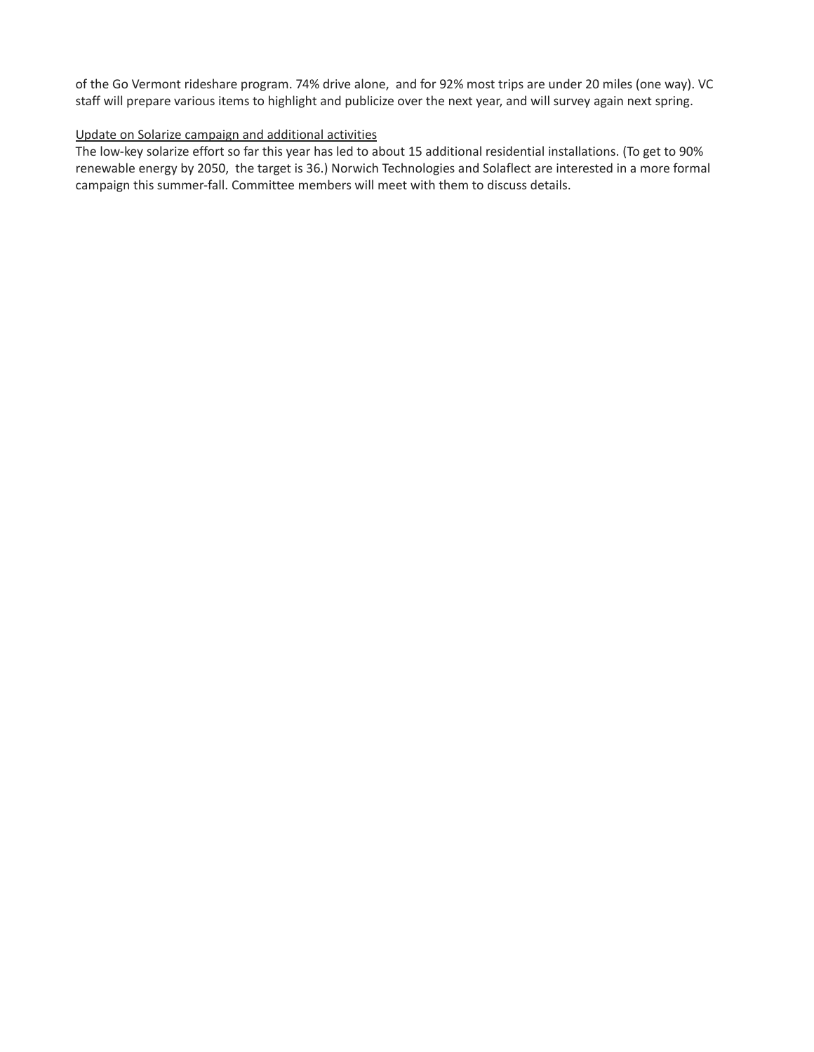of the Go Vermont rideshare program. 74% drive alone, and for 92% most trips are under 20 miles (one way). VC staff will prepare various items to highlight and publicize over the next year, and will survey again next spring.

<u>Update on Solarize campaign and additional activities</u>

The low-key solarize effort so far this year has led to about 15 additional residential installations. (To get to 90% renewable energy by 2050, the target is 36.) Norwich Technologies and Solaflect are interested in a more formal campaign this summer-fall. Committee members will meet with them to discuss details.